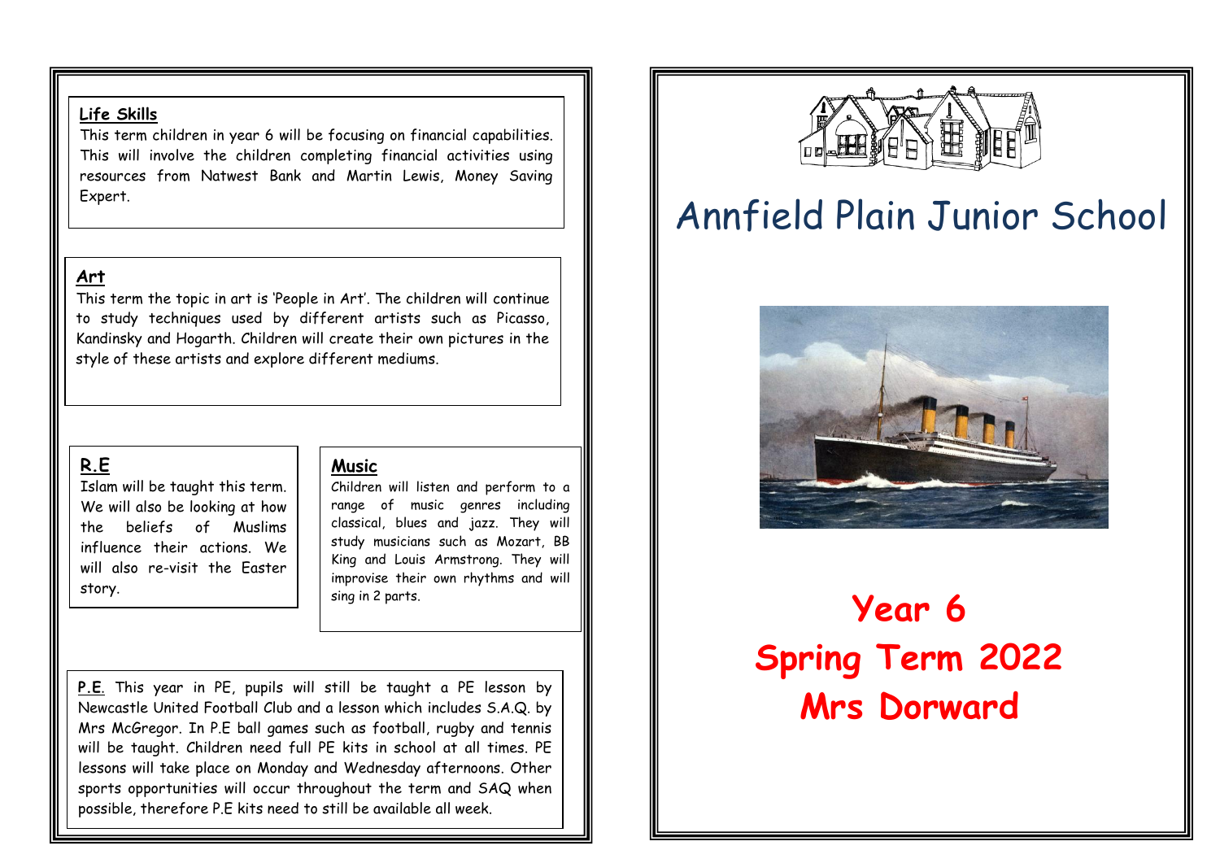## Life Skills

This term children in year 6 will be focusing on financial capabilities. This will involve the children completing financial activities using resources from Natwest Bank and Martin Lewis, Money Saving Expert.

## Art

This term the topic in art is 'People in Art'. The children will continue to study techniques used by different artists such as Picasso, Kandinsky and Hogarth. Children will create their own pictures in the style of these artists and explore different mediums.

## R.E

Islam will be taught this term. We will also be looking at how the beliefs of Muslims influence their actions. We will also re-visit the Easter story.

## Music

Children will listen and perform to a range of music genres including classical, blues and jazz. They will study musicians such as Mozart, BB King and Louis Armstrong. They will improvise their own rhythms and will sing in 2 parts.

**P.E.** This year in PE, pupils will still be taught a PE lesson by Newcastle United Football Club and a lesson which includes S.A.Q. by Mrs McGregor. In P.E ball games such as football, rugby and tennis will be taught. Children need full PE kits in school at all times. PE lessons will take place on Monday and Wednesday afternoons. Other sports opportunities will occur throughout the term and SAQ when possible, therefore P.E kits need to still be available all week.

# Annfield Plain Junior School

# Year 6
# Spring Term 2022
# Mrs Dorward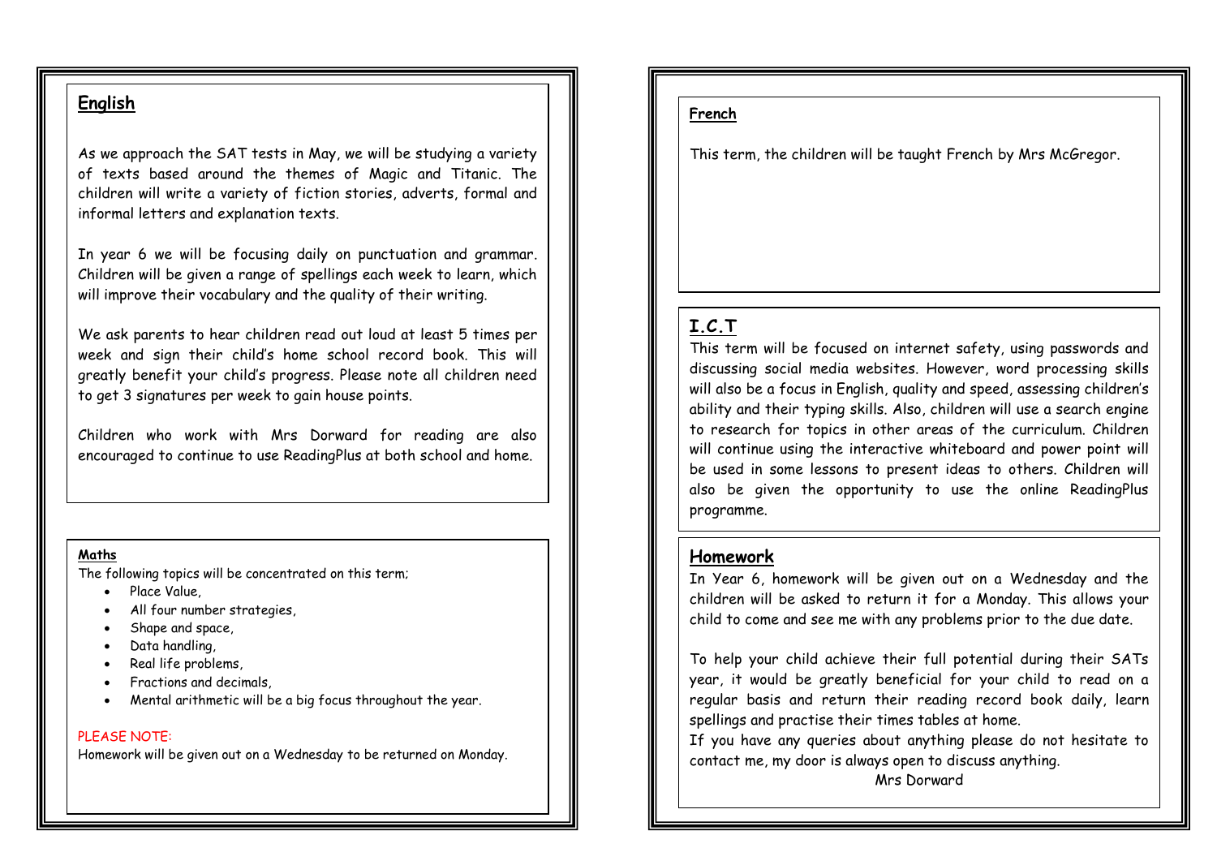## English

As we approach the SAT tests in May, we will be studying a variety of texts based around the themes of Magic and Titanic. The children will write a variety of fiction stories, adverts, formal and informal letters and explanation texts.

In year 6 we will be focusing daily on punctuation and grammar. Children will be given a range of spellings each week to learn, which will improve their vocabulary and the quality of their writing.

We ask parents to hear children read out loud at least 5 times per week and sign their child's home school record book. This will greatly benefit your child's progress. Please note all children need to get 3 signatures per week to gain house points.

Children who work with Mrs Dorward for reading are also encouraged to continue to use ReadingPlus at both school and home.

### Maths

The following topics will be concentrated on this term;

- Place Value,
- All four number strategies,
- Shape and space,
- Data handling,
- Real life problems,
- Fractions and decimals,
- Mental arithmetic will be a big focus throughout the year.

PLEASE NOTE:
Homework will be given out on a Wednesday to be returned on Monday.

### French

This term, the children will be taught French by Mrs McGregor.

## I.C.T

This term will be focused on internet safety, using passwords and discussing social media websites. However, word processing skills will also be a focus in English, quality and speed, assessing children's ability and their typing skills. Also, children will use a search engine to research for topics in other areas of the curriculum. Children will continue using the interactive whiteboard and power point will be used in some lessons to present ideas to others. Children will also be given the opportunity to use the online ReadingPlus programme.

## Homework

In Year 6, homework will be given out on a Wednesday and the children will be asked to return it for a Monday. This allows your child to come and see me with any problems prior to the due date.

To help your child achieve their full potential during their SATs year, it would be greatly beneficial for your child to read on a regular basis and return their reading record book daily, learn spellings and practise their times tables at home.
If you have any queries about anything please do not hesitate to contact me, my door is always open to discuss anything.

Mrs Dorward